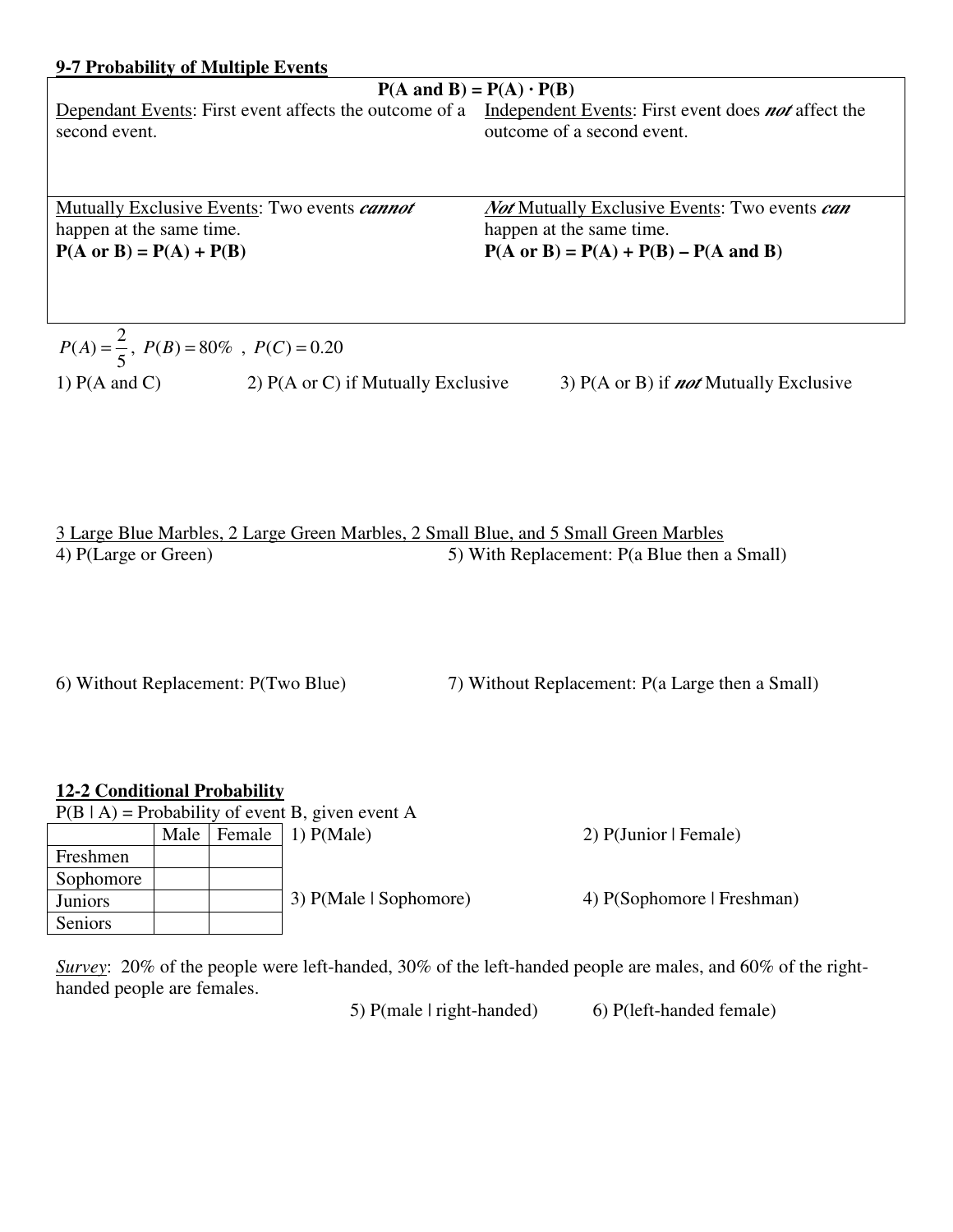## 9-7 Probability of Multiple Events

| $P(A \text{ and } B) = P(A) \cdot P(B)$ | |
|---|---|
| Dependant Events: First event affects the outcome of a second event. | Independent Events: First event does ***not*** affect the outcome of a second event. |
| Mutually Exclusive Events: Two events ***cannot*** happen at the same time. **P(A or B) = P(A) + P(B)** | ***Not*** Mutually Exclusive Events: Two events ***can*** happen at the same time. **P(A or B) = P(A) + P(B) – P(A and B)** |

$P(A) = \frac{2}{5}$, $P(B) = 80\%$, $P(C) = 0.20$

1) P(A and C)

2) P(A or C) if Mutually Exclusive

3) P(A or B) if ***not*** Mutually Exclusive

3 Large Blue Marbles, 2 Large Green Marbles, 2 Small Blue, and 5 Small Green Marbles

4) P(Large or Green)

5) With Replacement: P(a Blue then a Small)

6) Without Replacement: P(Two Blue)

7) Without Replacement: P(a Large then a Small)

## 12-2 Conditional Probability

P(B | A) = Probability of event B, given event A

| | Male | Female |
|---|---|---|
| Freshmen | | |
| Sophomore | | |
| Juniors | | |
| Seniors | | |

1) P(Male)

2) P(Junior | Female)

3) P(Male | Sophomore)

4) P(Sophomore | Freshman)

*Survey*: 20% of the people were left-handed, 30% of the left-handed people are males, and 60% of the right-handed people are females.

5) P(male | right-handed)

6) P(left-handed female)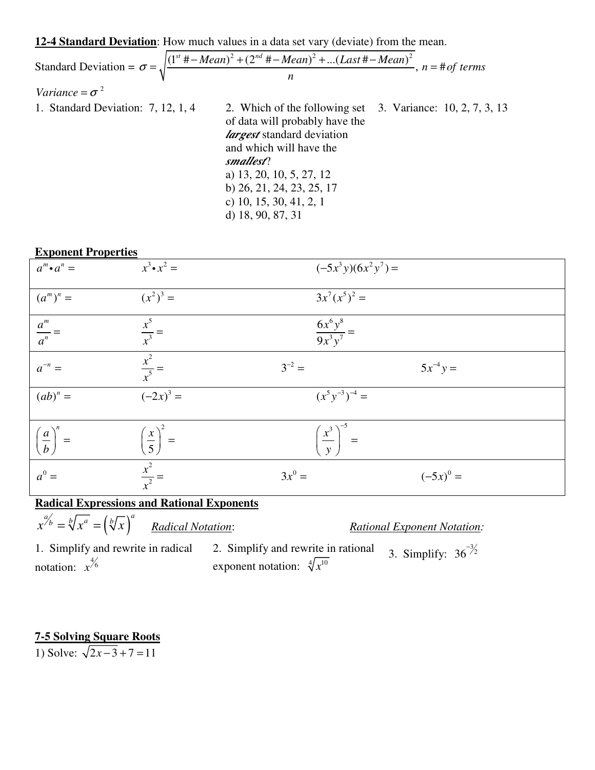**12-4 Standard Deviation**: How much values in a data set vary (deviate) from the mean.

Standard Deviation = $\sigma = \sqrt{\dfrac{(1^{st}\#-Mean)^2+(2^{nd}\#-Mean)^2+...(Last\#-Mean)^2}{n}}$, $n = \#\,of\ terms$

$Variance = \sigma^2$

1. Standard Deviation: 7, 12, 1, 4

2. Which of the following set of data will probably have the ***largest*** standard deviation and which will have the ***smallest***?

a) 13, 20, 10, 5, 27, 12
b) 26, 21, 24, 23, 25, 17
c) 10, 15, 30, 41, 2, 1
d) 18, 90, 87, 31

3. Variance: 10, 2, 7, 3, 13

**Exponent Properties**

| | | | |
|---|---|---|---|
| $a^m \bullet a^n =$ | $x^3 \bullet x^2 =$ | $(-5x^3y)(6x^2y^7) =$ | |
| $(a^m)^n =$ | $(x^2)^3 =$ | $3x^7(x^5)^2 =$ | |
| $\dfrac{a^m}{a^n} =$ | $\dfrac{x^5}{x^3} =$ | $\dfrac{6x^6y^8}{9x^3y^7} =$ | |
| $a^{-n} =$ | $\dfrac{x^2}{x^5} =$ | $3^{-2} =$ | $5x^{-4}y =$ |
| $(ab)^n =$ | $(-2x)^3 =$ | $(x^5y^{-3})^{-4} =$ | |
| $\left(\dfrac{a}{b}\right)^n =$ | $\left(\dfrac{x}{5}\right)^2 =$ | $\left(\dfrac{x^3}{y}\right)^{-5} =$ | |
| $a^0 =$ | $\dfrac{x^2}{x^2} =$ | $3x^0 =$ | $(-5x)^0 =$ |

**Radical Expressions and Rational Exponents**

$x^{a/b} = \sqrt[b]{x^a} = \left(\sqrt[b]{x}\right)^a$ *Radical Notation*: *Rational Exponent Notation:*

1. Simplify and rewrite in radical notation: $x^{4/6}$

2. Simplify and rewrite in rational exponent notation: $\sqrt[4]{x^{10}}$

3. Simplify: $36^{-3/2}$

**7-5 Solving Square Roots**

1) Solve: $\sqrt{2x-3}+7=11$